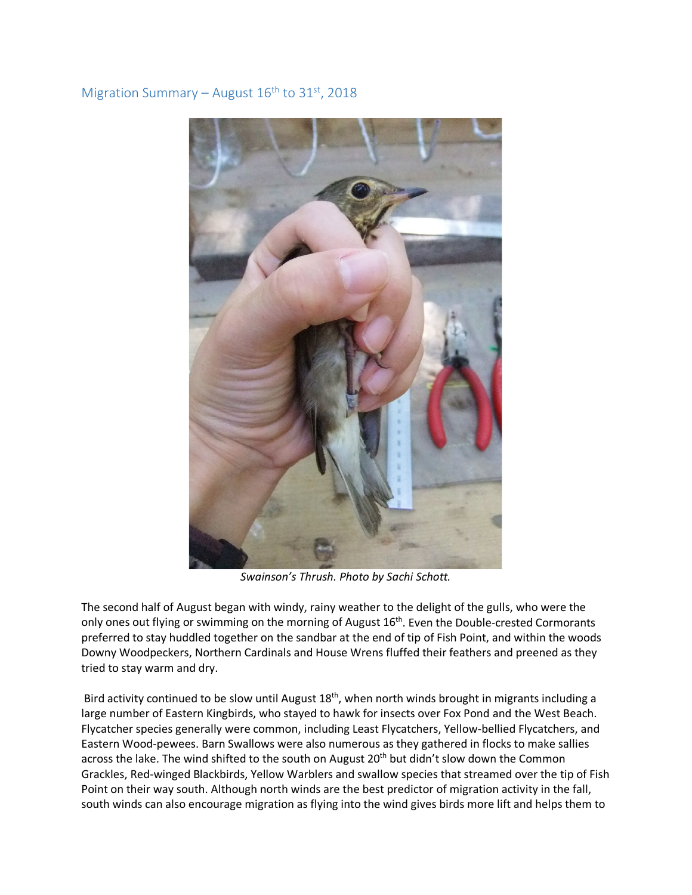## Migration Summary – August 16th to 31st, 2018

*Swainson's Thrush. Photo by Sachi Schott.*

The second half of August began with windy, rainy weather to the delight of the gulls, who were the only ones out flying or swimming on the morning of August 16th. Even the Double-crested Cormorants preferred to stay huddled together on the sandbar at the end of tip of Fish Point, and within the woods Downy Woodpeckers, Northern Cardinals and House Wrens fluffed their feathers and preened as they tried to stay warm and dry.

Bird activity continued to be slow until August 18th, when north winds brought in migrants including a large number of Eastern Kingbirds, who stayed to hawk for insects over Fox Pond and the West Beach. Flycatcher species generally were common, including Least Flycatchers, Yellow-bellied Flycatchers, and Eastern Wood-pewees. Barn Swallows were also numerous as they gathered in flocks to make sallies across the lake. The wind shifted to the south on August 20th but didn't slow down the Common Grackles, Red-winged Blackbirds, Yellow Warblers and swallow species that streamed over the tip of Fish Point on their way south. Although north winds are the best predictor of migration activity in the fall, south winds can also encourage migration as flying into the wind gives birds more lift and helps them to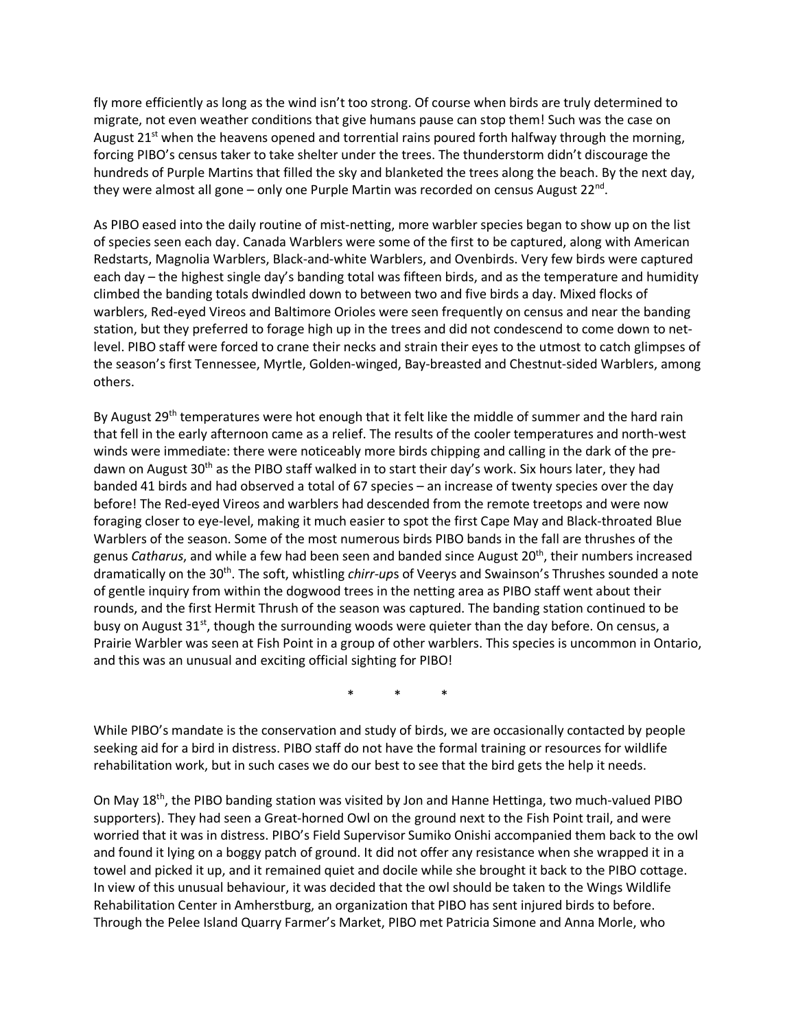fly more efficiently as long as the wind isn't too strong. Of course when birds are truly determined to migrate, not even weather conditions that give humans pause can stop them! Such was the case on August 21st when the heavens opened and torrential rains poured forth halfway through the morning, forcing PIBO's census taker to take shelter under the trees. The thunderstorm didn't discourage the hundreds of Purple Martins that filled the sky and blanketed the trees along the beach. By the next day, they were almost all gone – only one Purple Martin was recorded on census August 22nd.

As PIBO eased into the daily routine of mist-netting, more warbler species began to show up on the list of species seen each day. Canada Warblers were some of the first to be captured, along with American Redstarts, Magnolia Warblers, Black-and-white Warblers, and Ovenbirds. Very few birds were captured each day – the highest single day's banding total was fifteen birds, and as the temperature and humidity climbed the banding totals dwindled down to between two and five birds a day. Mixed flocks of warblers, Red-eyed Vireos and Baltimore Orioles were seen frequently on census and near the banding station, but they preferred to forage high up in the trees and did not condescend to come down to net-level. PIBO staff were forced to crane their necks and strain their eyes to the utmost to catch glimpses of the season's first Tennessee, Myrtle, Golden-winged, Bay-breasted and Chestnut-sided Warblers, among others.

By August 29th temperatures were hot enough that it felt like the middle of summer and the hard rain that fell in the early afternoon came as a relief. The results of the cooler temperatures and north-west winds were immediate: there were noticeably more birds chipping and calling in the dark of the pre-dawn on August 30th as the PIBO staff walked in to start their day's work. Six hours later, they had banded 41 birds and had observed a total of 67 species – an increase of twenty species over the day before! The Red-eyed Vireos and warblers had descended from the remote treetops and were now foraging closer to eye-level, making it much easier to spot the first Cape May and Black-throated Blue Warblers of the season. Some of the most numerous birds PIBO bands in the fall are thrushes of the genus *Catharus*, and while a few had been seen and banded since August 20th, their numbers increased dramatically on the 30th. The soft, whistling *chirr-up*s of Veerys and Swainson's Thrushes sounded a note of gentle inquiry from within the dogwood trees in the netting area as PIBO staff went about their rounds, and the first Hermit Thrush of the season was captured. The banding station continued to be busy on August 31st, though the surrounding woods were quieter than the day before. On census, a Prairie Warbler was seen at Fish Point in a group of other warblers. This species is uncommon in Ontario, and this was an unusual and exciting official sighting for PIBO!

\* \* \*

While PIBO's mandate is the conservation and study of birds, we are occasionally contacted by people seeking aid for a bird in distress. PIBO staff do not have the formal training or resources for wildlife rehabilitation work, but in such cases we do our best to see that the bird gets the help it needs.

On May 18th, the PIBO banding station was visited by Jon and Hanne Hettinga, two much-valued PIBO supporters). They had seen a Great-horned Owl on the ground next to the Fish Point trail, and were worried that it was in distress. PIBO's Field Supervisor Sumiko Onishi accompanied them back to the owl and found it lying on a boggy patch of ground. It did not offer any resistance when she wrapped it in a towel and picked it up, and it remained quiet and docile while she brought it back to the PIBO cottage. In view of this unusual behaviour, it was decided that the owl should be taken to the Wings Wildlife Rehabilitation Center in Amherstburg, an organization that PIBO has sent injured birds to before. Through the Pelee Island Quarry Farmer's Market, PIBO met Patricia Simone and Anna Morle, who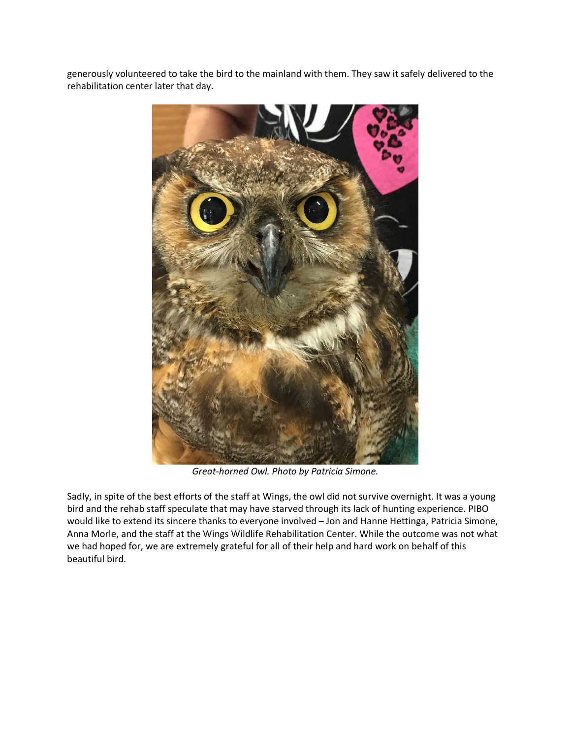generously volunteered to take the bird to the mainland with them. They saw it safely delivered to the rehabilitation center later that day.

*Great-horned Owl. Photo by Patricia Simone.*

Sadly, in spite of the best efforts of the staff at Wings, the owl did not survive overnight. It was a young bird and the rehab staff speculate that may have starved through its lack of hunting experience. PIBO would like to extend its sincere thanks to everyone involved – Jon and Hanne Hettinga, Patricia Simone, Anna Morle, and the staff at the Wings Wildlife Rehabilitation Center. While the outcome was not what we had hoped for, we are extremely grateful for all of their help and hard work on behalf of this beautiful bird.